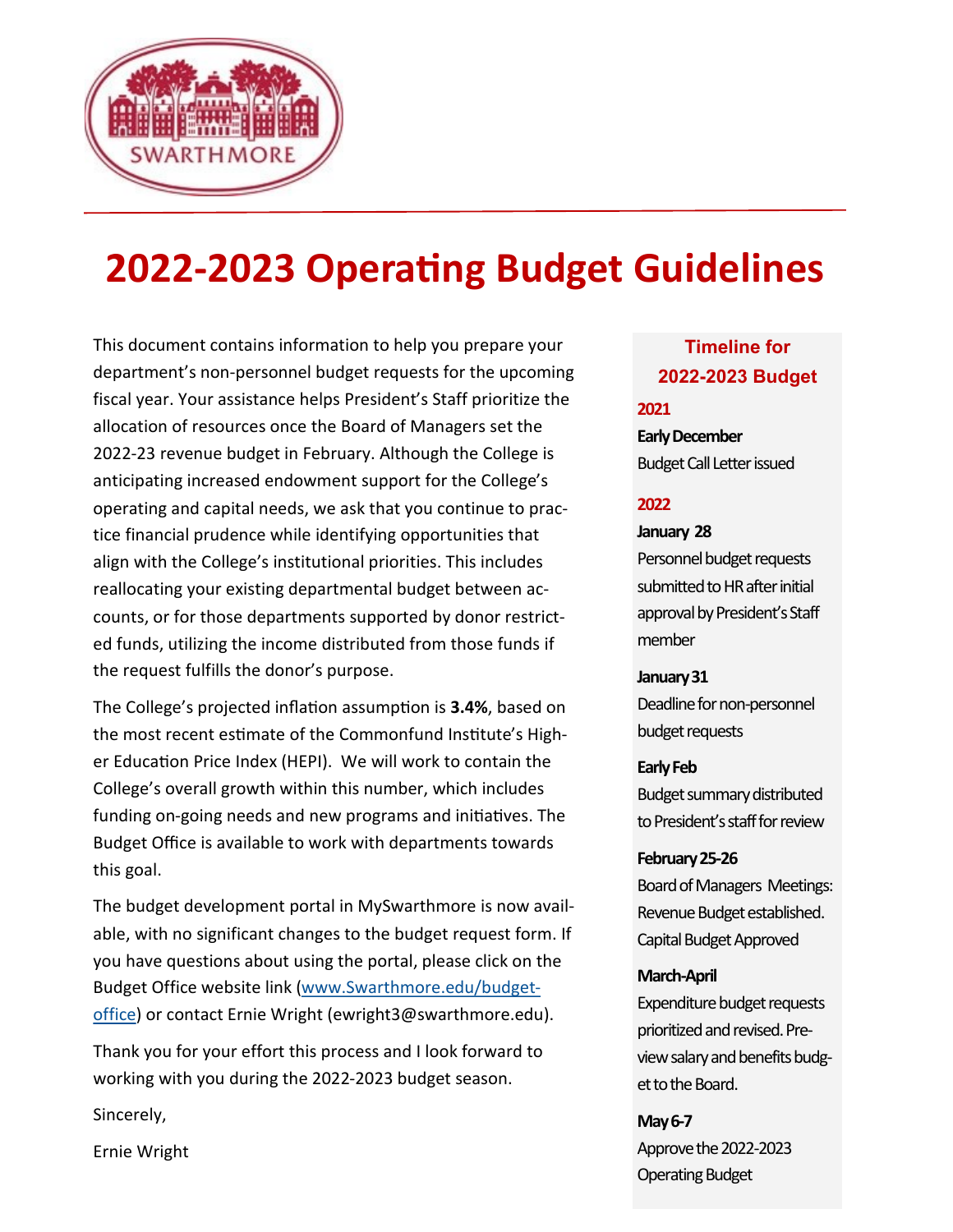SWARTHMORE

# 2022-2023 Operating Budget Guidelines

This document contains information to help you prepare your department's non-personnel budget requests for the upcoming fiscal year. Your assistance helps President's Staff prioritize the allocation of resources once the Board of Managers set the 2022-23 revenue budget in February. Although the College is anticipating increased endowment support for the College's operating and capital needs, we ask that you continue to practice financial prudence while identifying opportunities that align with the College's institutional priorities. This includes reallocating your existing departmental budget between accounts, or for those departments supported by donor restricted funds, utilizing the income distributed from those funds if the request fulfills the donor's purpose.

The College's projected inflation assumption is **3.4%**, based on the most recent estimate of the Commonfund Institute's Higher Education Price Index (HEPI). We will work to contain the College's overall growth within this number, which includes funding on-going needs and new programs and initiatives. The Budget Office is available to work with departments towards this goal.

The budget development portal in MySwarthmore is now available, with no significant changes to the budget request form. If you have questions about using the portal, please click on the Budget Office website link (www.Swarthmore.edu/budget-office) or contact Ernie Wright (ewright3@swarthmore.edu).

Thank you for your effort this process and I look forward to working with you during the 2022-2023 budget season.

Sincerely,

Ernie Wright

## Timeline for 2022-2023 Budget

**2021**

**Early December**
Budget Call Letter issued

**2022**

**January 28**
Personnel budget requests submitted to HR after initial approval by President's Staff member

**January 31**
Deadline for non-personnel budget requests

**Early Feb**
Budget summary distributed to President's staff for review

**February 25-26**
Board of Managers Meetings: Revenue Budget established. Capital Budget Approved

**March-April**
Expenditure budget requests prioritized and revised. Preview salary and benefits budget to the Board.

**May 6-7**
Approve the 2022-2023 Operating Budget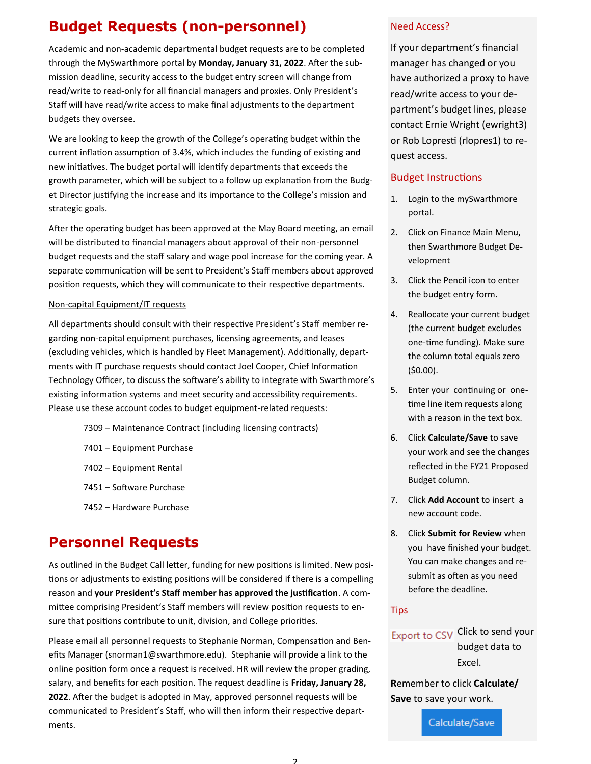# Budget Requests (non-personnel)

Academic and non-academic departmental budget requests are to be completed through the MySwarthmore portal by **Monday, January 31, 2022**. After the submission deadline, security access to the budget entry screen will change from read/write to read-only for all financial managers and proxies. Only President's Staff will have read/write access to make final adjustments to the department budgets they oversee.

We are looking to keep the growth of the College's operating budget within the current inflation assumption of 3.4%, which includes the funding of existing and new initiatives. The budget portal will identify departments that exceeds the growth parameter, which will be subject to a follow up explanation from the Budget Director justifying the increase and its importance to the College's mission and strategic goals.

After the operating budget has been approved at the May Board meeting, an email will be distributed to financial managers about approval of their non-personnel budget requests and the staff salary and wage pool increase for the coming year. A separate communication will be sent to President's Staff members about approved position requests, which they will communicate to their respective departments.

Non-capital Equipment/IT requests

All departments should consult with their respective President's Staff member regarding non-capital equipment purchases, licensing agreements, and leases (excluding vehicles, which is handled by Fleet Management). Additionally, departments with IT purchase requests should contact Joel Cooper, Chief Information Technology Officer, to discuss the software's ability to integrate with Swarthmore's existing information systems and meet security and accessibility requirements. Please use these account codes to budget equipment-related requests:

7309 – Maintenance Contract (including licensing contracts)

7401 – Equipment Purchase

7402 – Equipment Rental

7451 – Software Purchase

7452 – Hardware Purchase

# Personnel Requests

As outlined in the Budget Call letter, funding for new positions is limited. New positions or adjustments to existing positions will be considered if there is a compelling reason and **your President's Staff member has approved the justification**. A committee comprising President's Staff members will review position requests to ensure that positions contribute to unit, division, and College priorities.

Please email all personnel requests to Stephanie Norman, Compensation and Benefits Manager (snorman1@swarthmore.edu). Stephanie will provide a link to the online position form once a request is received. HR will review the proper grading, salary, and benefits for each position. The request deadline is **Friday, January 28, 2022**. After the budget is adopted in May, approved personnel requests will be communicated to President's Staff, who will then inform their respective departments.

## Need Access?

If your department's financial manager has changed or you have authorized a proxy to have read/write access to your department's budget lines, please contact Ernie Wright (ewright3) or Rob Lopresti (rlopres1) to request access.

## Budget Instructions

1. Login to the mySwarthmore portal.
2. Click on Finance Main Menu, then Swarthmore Budget Development
3. Click the Pencil icon to enter the budget entry form.
4. Reallocate your current budget (the current budget excludes one-time funding). Make sure the column total equals zero ($0.00).
5. Enter your continuing or one-time line item requests along with a reason in the text box.
6. Click **Calculate/Save** to save your work and see the changes reflected in the FY21 Proposed Budget column.
7. Click **Add Account** to insert a new account code.
8. Click **Submit for Review** when you have finished your budget. You can make changes and resubmit as often as you need before the deadline.

## Tips

Export to CSV Click to send your budget data to Excel.

Remember to click **Calculate/Save** to save your work.

Calculate/Save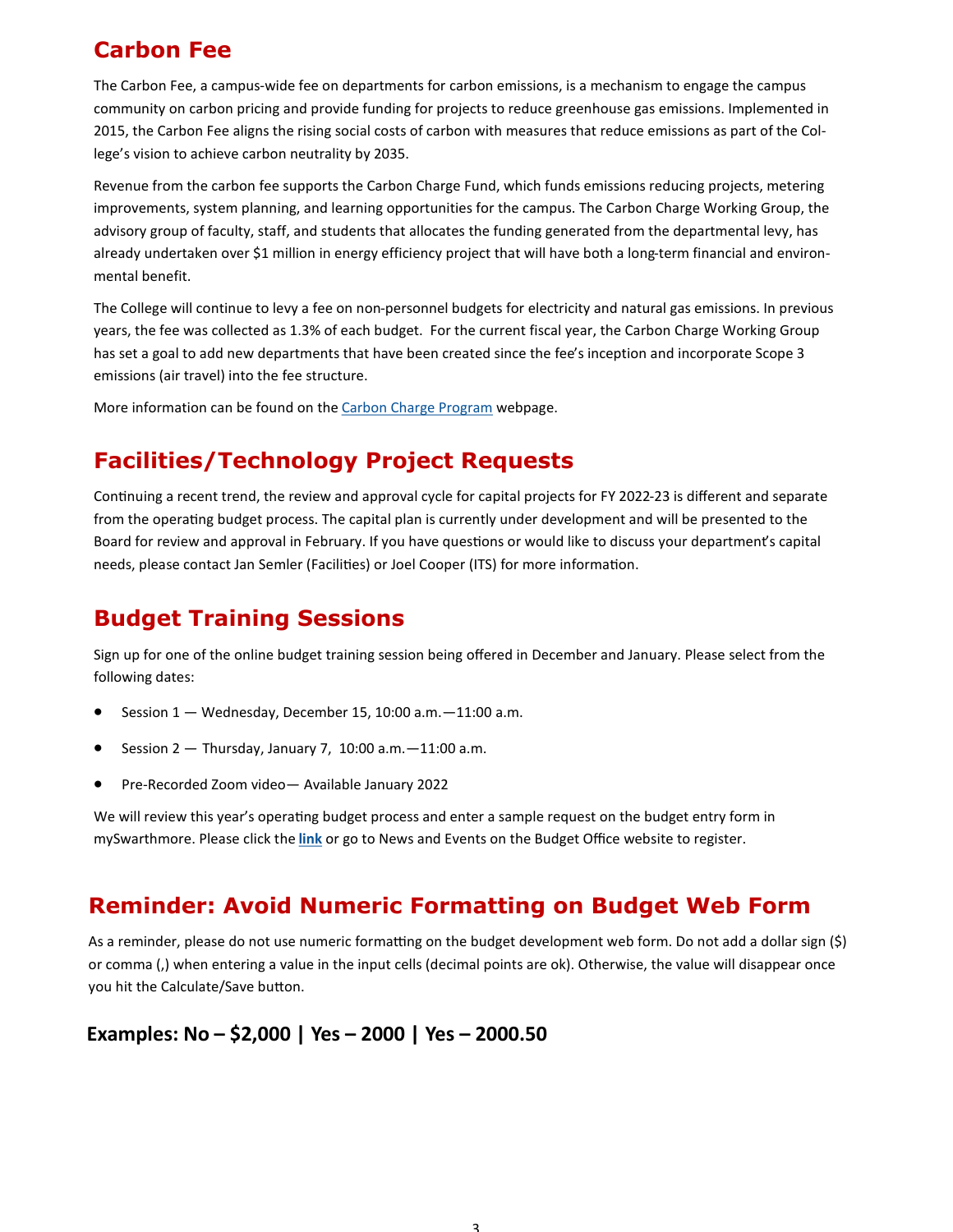## Carbon Fee

The Carbon Fee, a campus-wide fee on departments for carbon emissions, is a mechanism to engage the campus community on carbon pricing and provide funding for projects to reduce greenhouse gas emissions. Implemented in 2015, the Carbon Fee aligns the rising social costs of carbon with measures that reduce emissions as part of the College's vision to achieve carbon neutrality by 2035.

Revenue from the carbon fee supports the Carbon Charge Fund, which funds emissions reducing projects, metering improvements, system planning, and learning opportunities for the campus. The Carbon Charge Working Group, the advisory group of faculty, staff, and students that allocates the funding generated from the departmental levy, has already undertaken over $1 million in energy efficiency project that will have both a long-term financial and environmental benefit.

The College will continue to levy a fee on non-personnel budgets for electricity and natural gas emissions. In previous years, the fee was collected as 1.3% of each budget. For the current fiscal year, the Carbon Charge Working Group has set a goal to add new departments that have been created since the fee's inception and incorporate Scope 3 emissions (air travel) into the fee structure.

More information can be found on the Carbon Charge Program webpage.

## Facilities/Technology Project Requests

Continuing a recent trend, the review and approval cycle for capital projects for FY 2022-23 is different and separate from the operating budget process. The capital plan is currently under development and will be presented to the Board for review and approval in February. If you have questions or would like to discuss your department's capital needs, please contact Jan Semler (Facilities) or Joel Cooper (ITS) for more information.

## Budget Training Sessions

Sign up for one of the online budget training session being offered in December and January. Please select from the following dates:

- Session 1 — Wednesday, December 15, 10:00 a.m.—11:00 a.m.
- Session 2 — Thursday, January 7, 10:00 a.m.—11:00 a.m.
- Pre-Recorded Zoom video— Available January 2022

We will review this year's operating budget process and enter a sample request on the budget entry form in mySwarthmore. Please click the **link** or go to News and Events on the Budget Office website to register.

## Reminder: Avoid Numeric Formatting on Budget Web Form

As a reminder, please do not use numeric formatting on the budget development web form. Do not add a dollar sign ($) or comma (,) when entering a value in the input cells (decimal points are ok). Otherwise, the value will disappear once you hit the Calculate/Save button.

**Examples: No – $2,000 | Yes – 2000 | Yes – 2000.50**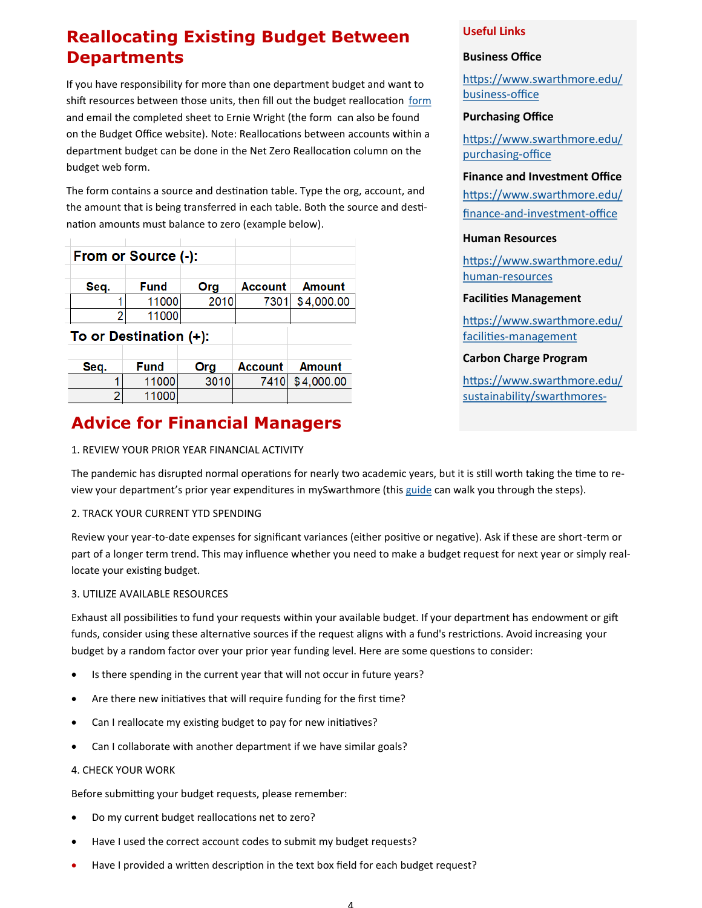# Reallocating Existing Budget Between Departments

If you have responsibility for more than one department budget and want to shift resources between those units, then fill out the budget reallocation form and email the completed sheet to Ernie Wright (the form can also be found on the Budget Office website). Note: Reallocations between accounts within a department budget can be done in the Net Zero Reallocation column on the budget web form.

The form contains a source and destination table. Type the org, account, and the amount that is being transferred in each table. Both the source and destination amounts must balance to zero (example below).

**From or Source (-):**

| Seq. | Fund | Org | Account | Amount |
|---|---|---|---|---|
| 1 | 11000 | 2010 | 7301 | $ 4,000.00 |
| 2 | 11000 | | | |

**To or Destination (+):**

| Seq. | Fund | Org | Account | Amount |
|---|---|---|---|---|
| 1 | 11000 | 3010 | 7410 | $ 4,000.00 |
| 2 | 11000 | | | |

# Advice for Financial Managers

1. REVIEW YOUR PRIOR YEAR FINANCIAL ACTIVITY

The pandemic has disrupted normal operations for nearly two academic years, but it is still worth taking the time to review your department's prior year expenditures in mySwarthmore (this guide can walk you through the steps).

2. TRACK YOUR CURRENT YTD SPENDING

Review your year-to-date expenses for significant variances (either positive or negative). Ask if these are short-term or part of a longer term trend. This may influence whether you need to make a budget request for next year or simply reallocate your existing budget.

3. UTILIZE AVAILABLE RESOURCES

Exhaust all possibilities to fund your requests within your available budget. If your department has endowment or gift funds, consider using these alternative sources if the request aligns with a fund's restrictions. Avoid increasing your budget by a random factor over your prior year funding level. Here are some questions to consider:

- Is there spending in the current year that will not occur in future years?
- Are there new initiatives that will require funding for the first time?
- Can I reallocate my existing budget to pay for new initiatives?
- Can I collaborate with another department if we have similar goals?

4. CHECK YOUR WORK

Before submitting your budget requests, please remember:

- Do my current budget reallocations net to zero?
- Have I used the correct account codes to submit my budget requests?
- Have I provided a written description in the text box field for each budget request?

## Useful Links

**Business Office**

https://www.swarthmore.edu/business-office

**Purchasing Office**

https://www.swarthmore.edu/purchasing-office

**Finance and Investment Office**

https://www.swarthmore.edu/finance-and-investment-office

**Human Resources**

https://www.swarthmore.edu/human-resources

**Facilities Management**

https://www.swarthmore.edu/facilities-management

**Carbon Charge Program**

https://www.swarthmore.edu/sustainability/swarthmores-